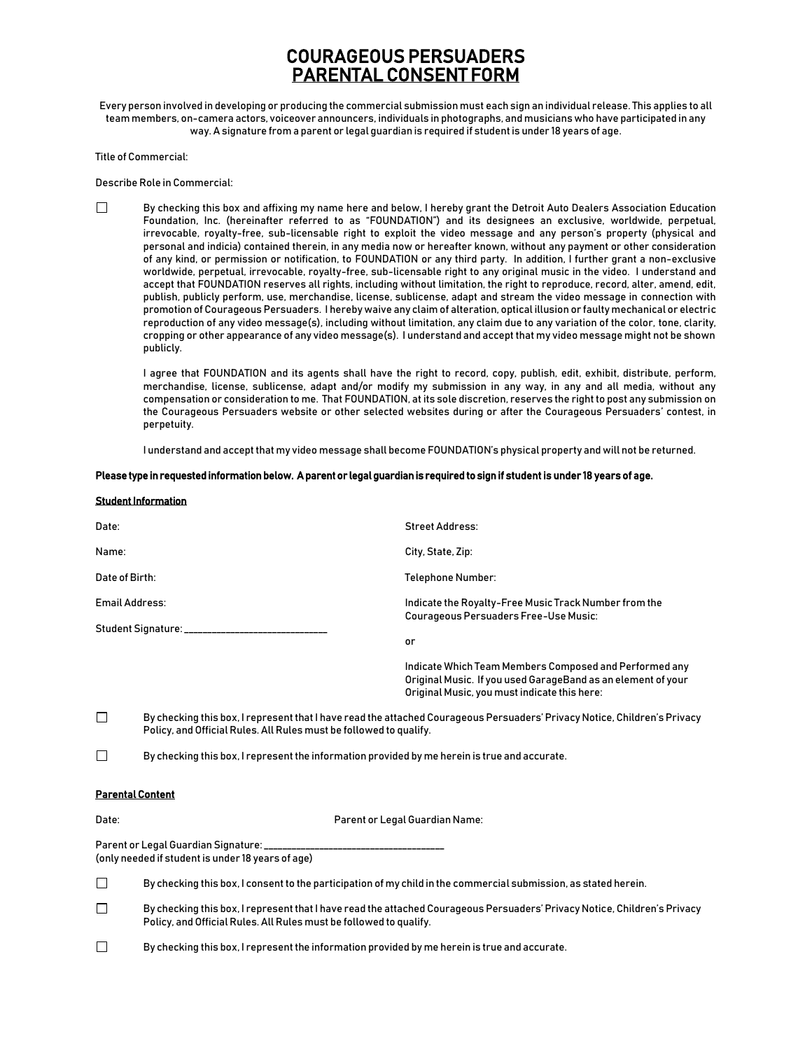# COURAGEOUS PERSUADERS
## PARENTAL CONSENT FORM

Every person involved in developing or producing the commercial submission must each sign an individual release. This applies to all team members, on-camera actors, voiceover announcers, individuals in photographs, and musicians who have participated in any way. A signature from a parent or legal guardian is required if student is under 18 years of age.

Title of Commercial:

Describe Role in Commercial:

☐ By checking this box and affixing my name here and below, I hereby grant the Detroit Auto Dealers Association Education Foundation, Inc. (hereinafter referred to as "FOUNDATION") and its designees an exclusive, worldwide, perpetual, irrevocable, royalty-free, sub-licensable right to exploit the video message and any person's property (physical and personal and indicia) contained therein, in any media now or hereafter known, without any payment or other consideration of any kind, or permission or notification, to FOUNDATION or any third party. In addition, I further grant a non-exclusive worldwide, perpetual, irrevocable, royalty-free, sub-licensable right to any original music in the video. I understand and accept that FOUNDATION reserves all rights, including without limitation, the right to reproduce, record, alter, amend, edit, publish, publicly perform, use, merchandise, license, sublicense, adapt and stream the video message in connection with promotion of Courageous Persuaders. I hereby waive any claim of alteration, optical illusion or faulty mechanical or electric reproduction of any video message(s), including without limitation, any claim due to any variation of the color, tone, clarity, cropping or other appearance of any video message(s). I understand and accept that my video message might not be shown publicly.

I agree that FOUNDATION and its agents shall have the right to record, copy, publish, edit, exhibit, distribute, perform, merchandise, license, sublicense, adapt and/or modify my submission in any way, in any and all media, without any compensation or consideration to me. That FOUNDATION, at its sole discretion, reserves the right to post any submission on the Courageous Persuaders website or other selected websites during or after the Courageous Persuaders' contest, in perpetuity.

I understand and accept that my video message shall become FOUNDATION's physical property and will not be returned.

**Please type in requested information below. A parent or legal guardian is required to sign if student is under 18 years of age.**

**Student Information**

Date:

Name:

Date of Birth:

Email Address:

Student Signature: ___________________________

Street Address:

City, State, Zip:

Telephone Number:

Indicate the Royalty-Free Music Track Number from the Courageous Persuaders Free-Use Music:

or

Indicate Which Team Members Composed and Performed any Original Music. If you used GarageBand as an element of your Original Music, you must indicate this here:

☐ By checking this box, I represent that I have read the attached Courageous Persuaders' Privacy Notice, Children's Privacy Policy, and Official Rules. All Rules must be followed to qualify.

☐ By checking this box, I represent the information provided by me herein is true and accurate.

**Parental Content**

Date:

Parent or Legal Guardian Name:

Parent or Legal Guardian Signature: ___________________________________
(only needed if student is under 18 years of age)

☐ By checking this box, I consent to the participation of my child in the commercial submission, as stated herein.

☐ By checking this box, I represent that I have read the attached Courageous Persuaders' Privacy Notice, Children's Privacy Policy, and Official Rules. All Rules must be followed to qualify.

☐ By checking this box, I represent the information provided by me herein is true and accurate.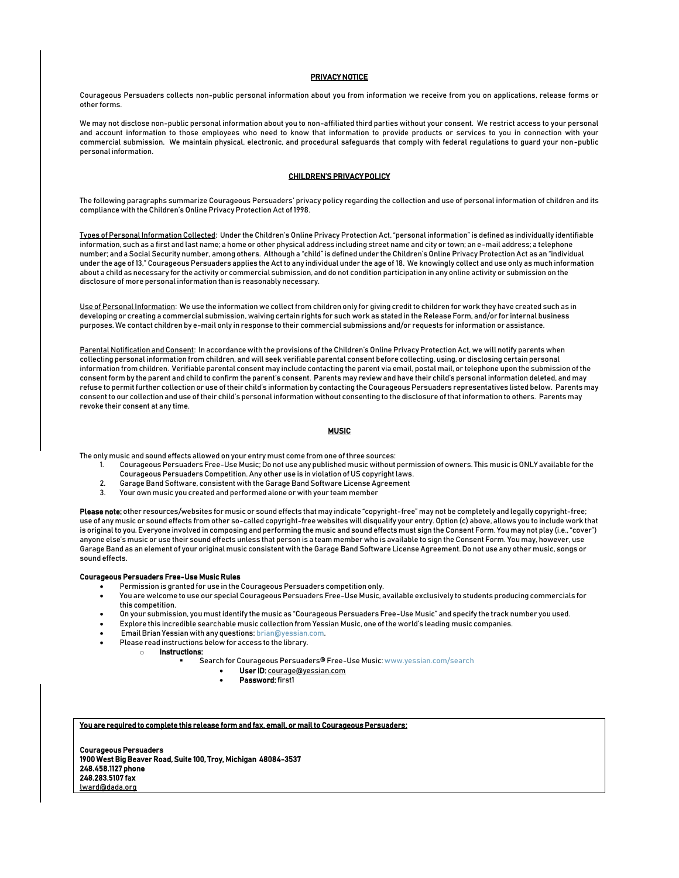## PRIVACY NOTICE

Courageous Persuaders collects non-public personal information about you from information we receive from you on applications, release forms or other forms.

We may not disclose non-public personal information about you to non-affiliated third parties without your consent. We restrict access to your personal and account information to those employees who need to know that information to provide products or services to you in connection with your commercial submission. We maintain physical, electronic, and procedural safeguards that comply with federal regulations to guard your non-public personal information.

## CHILDREN'S PRIVACY POLICY

The following paragraphs summarize Courageous Persuaders' privacy policy regarding the collection and use of personal information of children and its compliance with the Children's Online Privacy Protection Act of 1998.

Types of Personal Information Collected: Under the Children's Online Privacy Protection Act, "personal information" is defined as individually identifiable information, such as a first and last name; a home or other physical address including street name and city or town; an e-mail address; a telephone number; and a Social Security number, among others. Although a "child" is defined under the Children's Online Privacy Protection Act as an "individual under the age of 13," Courageous Persuaders applies the Act to any individual under the age of 18. We knowingly collect and use only as much information about a child as necessary for the activity or commercial submission, and do not condition participation in any online activity or submission on the disclosure of more personal information than is reasonably necessary.

Use of Personal Information: We use the information we collect from children only for giving credit to children for work they have created such as in developing or creating a commercial submission, waiving certain rights for such work as stated in the Release Form, and/or for internal business purposes. We contact children by e-mail only in response to their commercial submissions and/or requests for information or assistance.

Parental Notification and Consent: In accordance with the provisions of the Children's Online Privacy Protection Act, we will notify parents when collecting personal information from children, and will seek verifiable parental consent before collecting, using, or disclosing certain personal information from children. Verifiable parental consent may include contacting the parent via email, postal mail, or telephone upon the submission of the consent form by the parent and child to confirm the parent's consent. Parents may review and have their child's personal information deleted, and may refuse to permit further collection or use of their child's information by contacting the Courageous Persuaders representatives listed below. Parents may consent to our collection and use of their child's personal information without consenting to the disclosure of that information to others. Parents may revoke their consent at any time.

## MUSIC

The only music and sound effects allowed on your entry must come from one of three sources:

1. Courageous Persuaders Free-Use Music; Do not use any published music without permission of owners. This music is ONLY available for the Courageous Persuaders Competition. Any other use is in violation of US copyright laws.
2. Garage Band Software, consistent with the Garage Band Software License Agreement
3. Your own music you created and performed alone or with your team member

**Please note:** other resources/websites for music or sound effects that may indicate "copyright-free" may not be completely and legally copyright-free; use of any music or sound effects from other so-called copyright-free websites will disqualify your entry. Option (c) above, allows you to include work that is original to you. Everyone involved in composing and performing the music and sound effects must sign the Consent Form. You may not play (i.e., "cover") anyone else's music or use their sound effects unless that person is a team member who is available to sign the Consent Form. You may, however, use Garage Band as an element of your original music consistent with the Garage Band Software License Agreement. Do not use any other music, songs or sound effects.

**Courageous Persuaders Free-Use Music Rules**

- Permission is granted for use in the Courageous Persuaders competition only.
- You are welcome to use our special Courageous Persuaders Free-Use Music, available exclusively to students producing commercials for this competition.
- On your submission, you must identify the music as "Courageous Persuaders Free-Use Music" and specify the track number you used.
- Explore this incredible searchable music collection from Yessian Music, one of the world's leading music companies.
- Email Brian Yessian with any questions: brian@yessian.com.
- Please read instructions below for access to the library.
  - **Instructions:**
    - Search for Courageous Persuaders® Free-Use Music: www.yessian.com/search
      - **User ID:** courage@yessian.com
      - **Password:** first1

**You are required to complete this release form and fax, email, or mail to Courageous Persuaders:**

**Courageous Persuaders**
**1900 West Big Beaver Road, Suite 100, Troy, Michigan 48084-3537**
**248.458.1127 phone**
**248.283.5107 fax**
lward@dada.org